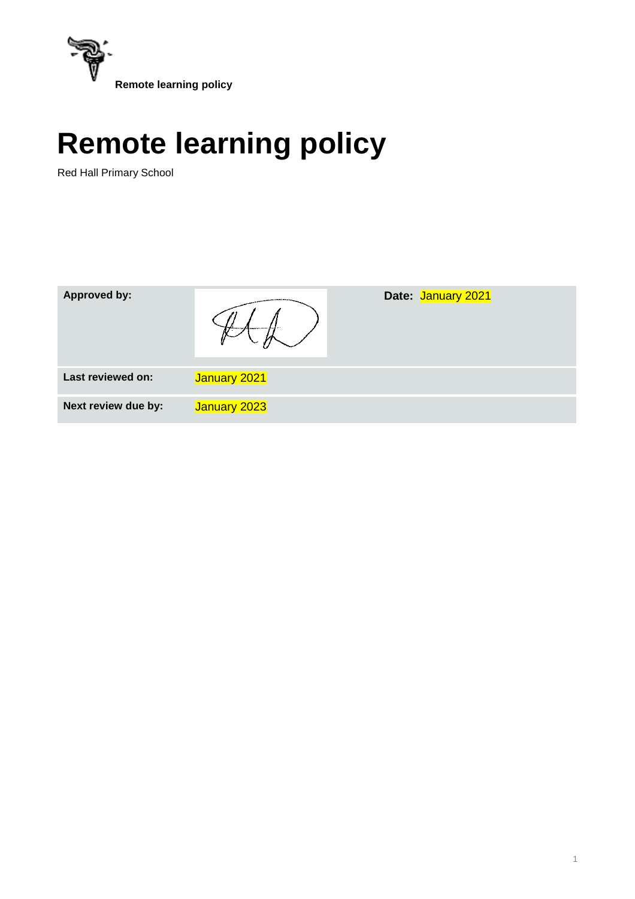# Remote learning policy

Red Hall Primary School

| Approved by: | | Date: January 2021 |
|---|---|---|
| Last reviewed on: | January 2021 | |
| Next review due by: | January 2023 | |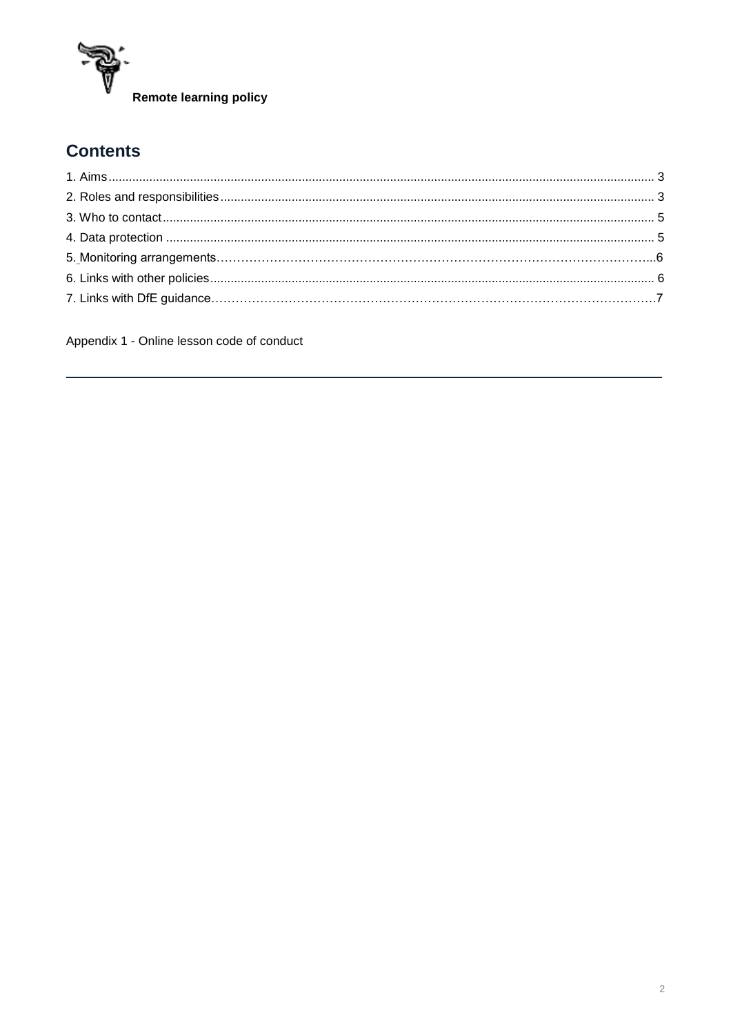**Remote learning policy**

## Contents

1. Aims .......... 3
2. Roles and responsibilities .......... 3
3. Who to contact .......... 5
4. Data protection .......... 5
5. Monitoring arrangements .......... 6
6. Links with other policies .......... 6
7. Links with DfE guidance .......... 7

Appendix 1 - Online lesson code of conduct

---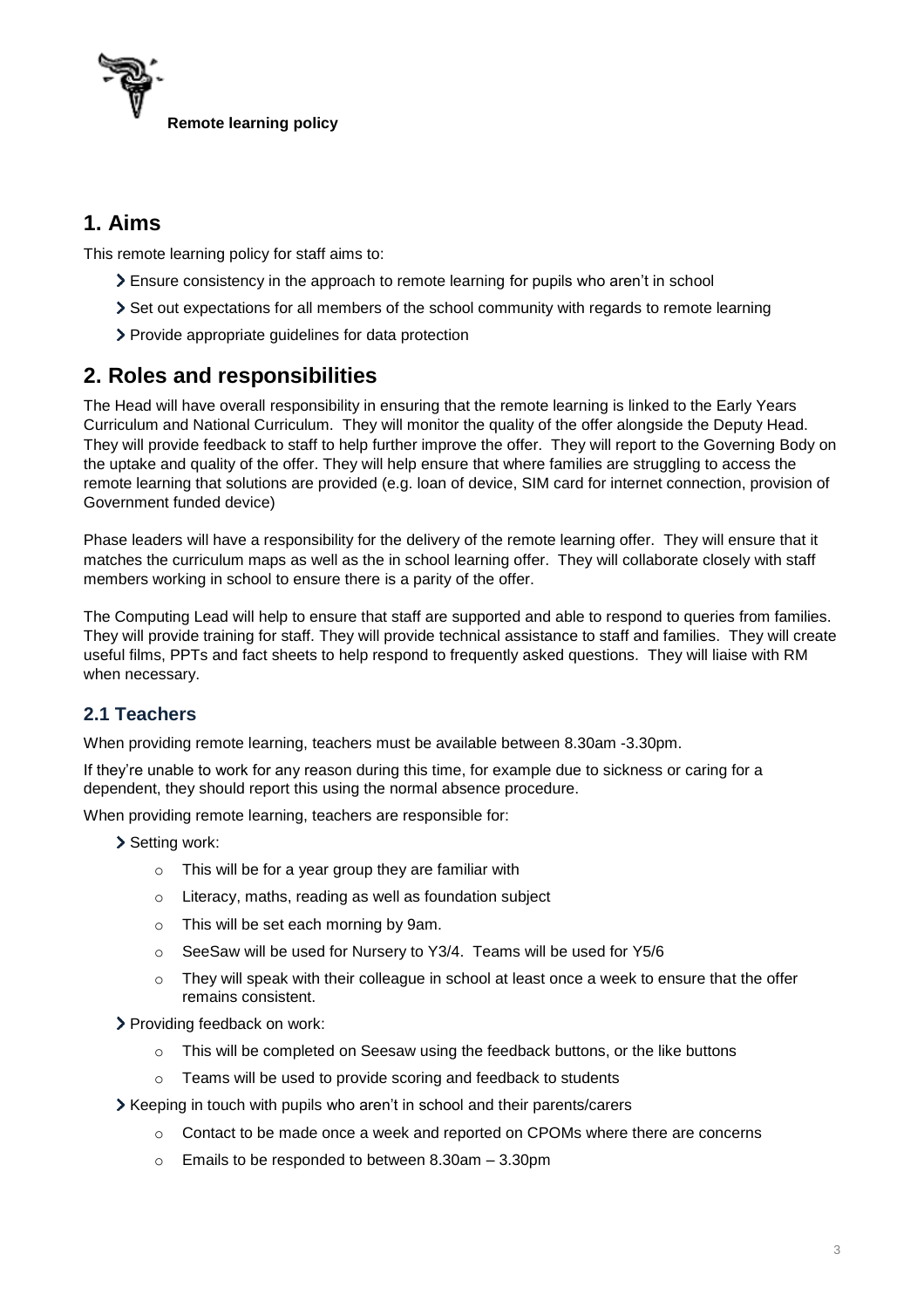Remote learning policy

## 1. Aims

This remote learning policy for staff aims to:

- Ensure consistency in the approach to remote learning for pupils who aren't in school
- Set out expectations for all members of the school community with regards to remote learning
- Provide appropriate guidelines for data protection

## 2. Roles and responsibilities

The Head will have overall responsibility in ensuring that the remote learning is linked to the Early Years Curriculum and National Curriculum. They will monitor the quality of the offer alongside the Deputy Head. They will provide feedback to staff to help further improve the offer. They will report to the Governing Body on the uptake and quality of the offer. They will help ensure that where families are struggling to access the remote learning that solutions are provided (e.g. loan of device, SIM card for internet connection, provision of Government funded device)

Phase leaders will have a responsibility for the delivery of the remote learning offer. They will ensure that it matches the curriculum maps as well as the in school learning offer. They will collaborate closely with staff members working in school to ensure there is a parity of the offer.

The Computing Lead will help to ensure that staff are supported and able to respond to queries from families. They will provide training for staff. They will provide technical assistance to staff and families. They will create useful films, PPTs and fact sheets to help respond to frequently asked questions. They will liaise with RM when necessary.

### 2.1 Teachers

When providing remote learning, teachers must be available between 8.30am -3.30pm.

If they're unable to work for any reason during this time, for example due to sickness or caring for a dependent, they should report this using the normal absence procedure.

When providing remote learning, teachers are responsible for:

- Setting work:
    - This will be for a year group they are familiar with
    - Literacy, maths, reading as well as foundation subject
    - This will be set each morning by 9am.
    - SeeSaw will be used for Nursery to Y3/4. Teams will be used for Y5/6
    - They will speak with their colleague in school at least once a week to ensure that the offer remains consistent.
- Providing feedback on work:
    - This will be completed on Seesaw using the feedback buttons, or the like buttons
    - Teams will be used to provide scoring and feedback to students
- Keeping in touch with pupils who aren't in school and their parents/carers
    - Contact to be made once a week and reported on CPOMs where there are concerns
    - Emails to be responded to between 8.30am – 3.30pm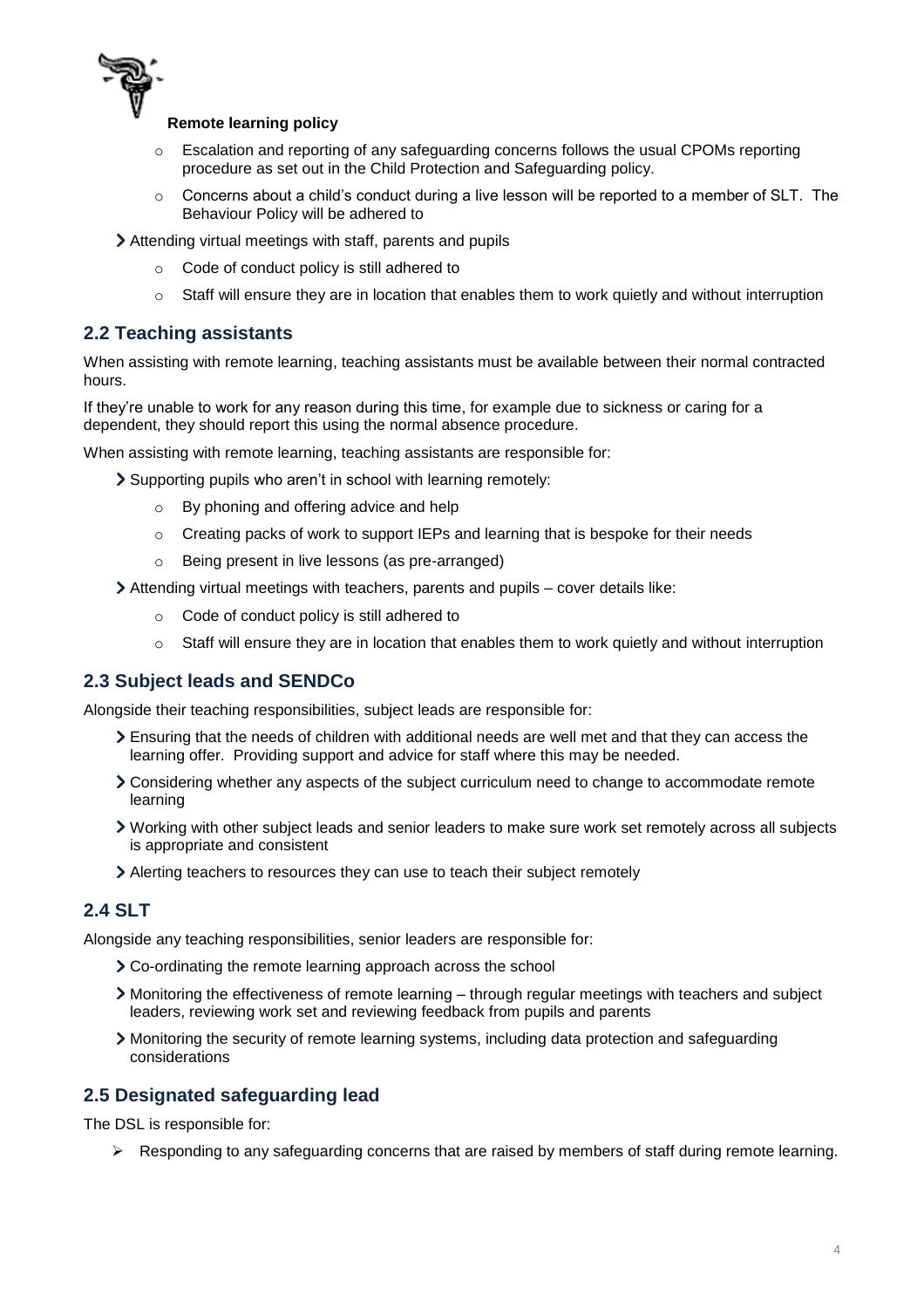- Escalation and reporting of any safeguarding concerns follows the usual CPOMs reporting procedure as set out in the Child Protection and Safeguarding policy.
- Concerns about a child's conduct during a live lesson will be reported to a member of SLT. The Behaviour Policy will be adhered to

- Attending virtual meetings with staff, parents and pupils
  - Code of conduct policy is still adhered to
  - Staff will ensure they are in location that enables them to work quietly and without interruption

## 2.2 Teaching assistants

When assisting with remote learning, teaching assistants must be available between their normal contracted hours.

If they're unable to work for any reason during this time, for example due to sickness or caring for a dependent, they should report this using the normal absence procedure.

When assisting with remote learning, teaching assistants are responsible for:

- Supporting pupils who aren't in school with learning remotely:
  - By phoning and offering advice and help
  - Creating packs of work to support IEPs and learning that is bespoke for their needs
  - Being present in live lessons (as pre-arranged)
- Attending virtual meetings with teachers, parents and pupils – cover details like:
  - Code of conduct policy is still adhered to
  - Staff will ensure they are in location that enables them to work quietly and without interruption

## 2.3 Subject leads and SENDCo

Alongside their teaching responsibilities, subject leads are responsible for:

- Ensuring that the needs of children with additional needs are well met and that they can access the learning offer. Providing support and advice for staff where this may be needed.
- Considering whether any aspects of the subject curriculum need to change to accommodate remote learning
- Working with other subject leads and senior leaders to make sure work set remotely across all subjects is appropriate and consistent
- Alerting teachers to resources they can use to teach their subject remotely

## 2.4 SLT

Alongside any teaching responsibilities, senior leaders are responsible for:

- Co-ordinating the remote learning approach across the school
- Monitoring the effectiveness of remote learning – through regular meetings with teachers and subject leaders, reviewing work set and reviewing feedback from pupils and parents
- Monitoring the security of remote learning systems, including data protection and safeguarding considerations

## 2.5 Designated safeguarding lead

The DSL is responsible for:

- Responding to any safeguarding concerns that are raised by members of staff during remote learning.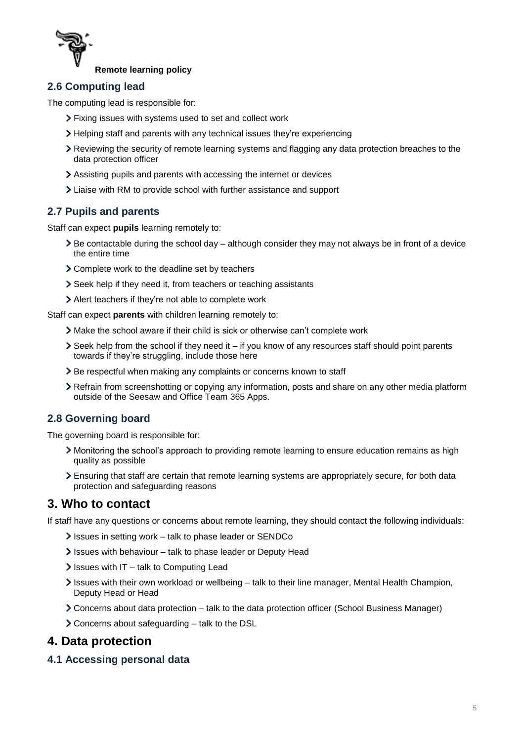### 2.6 Computing lead

The computing lead is responsible for:

- Fixing issues with systems used to set and collect work
- Helping staff and parents with any technical issues they're experiencing
- Reviewing the security of remote learning systems and flagging any data protection breaches to the data protection officer
- Assisting pupils and parents with accessing the internet or devices
- Liaise with RM to provide school with further assistance and support

### 2.7 Pupils and parents

Staff can expect **pupils** learning remotely to:

- Be contactable during the school day – although consider they may not always be in front of a device the entire time
- Complete work to the deadline set by teachers
- Seek help if they need it, from teachers or teaching assistants
- Alert teachers if they're not able to complete work

Staff can expect **parents** with children learning remotely to:

- Make the school aware if their child is sick or otherwise can't complete work
- Seek help from the school if they need it – if you know of any resources staff should point parents towards if they're struggling, include those here
- Be respectful when making any complaints or concerns known to staff
- Refrain from screenshotting or copying any information, posts and share on any other media platform outside of the Seesaw and Office Team 365 Apps.

### 2.8 Governing board

The governing board is responsible for:

- Monitoring the school's approach to providing remote learning to ensure education remains as high quality as possible
- Ensuring that staff are certain that remote learning systems are appropriately secure, for both data protection and safeguarding reasons

## 3. Who to contact

If staff have any questions or concerns about remote learning, they should contact the following individuals:

- Issues in setting work – talk to phase leader or SENDCo
- Issues with behaviour – talk to phase leader or Deputy Head
- Issues with IT – talk to Computing Lead
- Issues with their own workload or wellbeing – talk to their line manager, Mental Health Champion, Deputy Head or Head
- Concerns about data protection – talk to the data protection officer (School Business Manager)
- Concerns about safeguarding – talk to the DSL

## 4. Data protection

### 4.1 Accessing personal data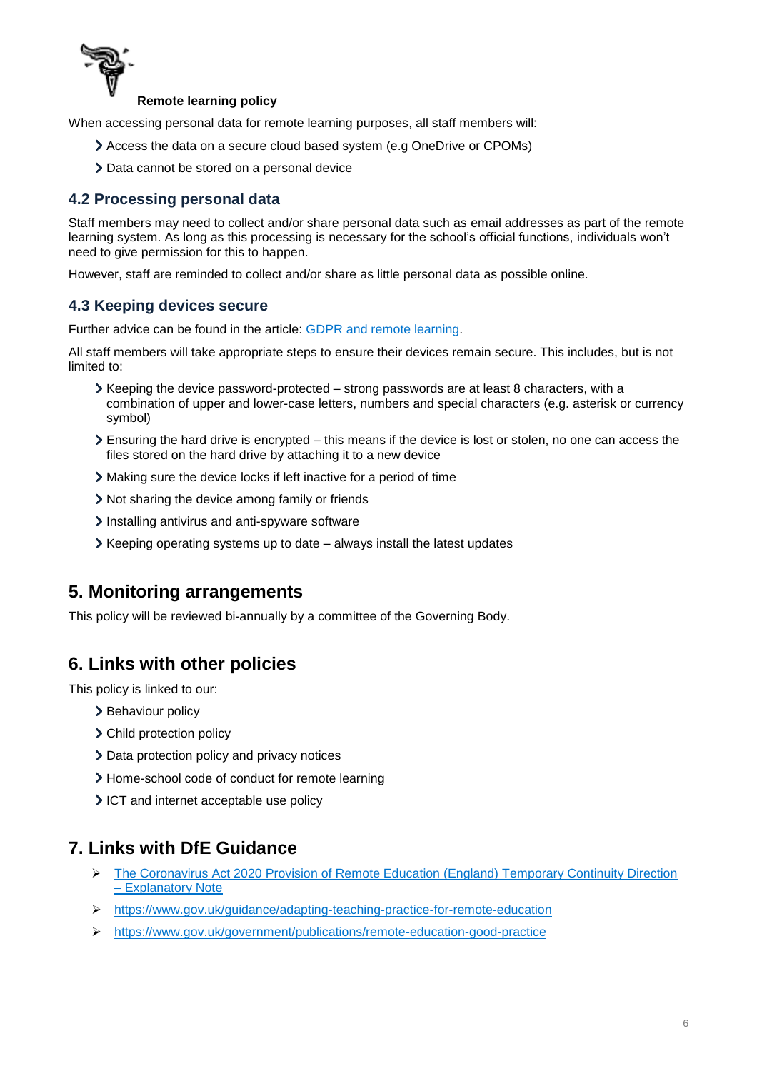When accessing personal data for remote learning purposes, all staff members will:

- Access the data on a secure cloud based system (e.g OneDrive or CPOMs)
- Data cannot be stored on a personal device

### 4.2 Processing personal data

Staff members may need to collect and/or share personal data such as email addresses as part of the remote learning system. As long as this processing is necessary for the school's official functions, individuals won't need to give permission for this to happen.

However, staff are reminded to collect and/or share as little personal data as possible online.

### 4.3 Keeping devices secure

Further advice can be found in the article: [GDPR and remote learning](GDPR and remote learning).

All staff members will take appropriate steps to ensure their devices remain secure. This includes, but is not limited to:

- Keeping the device password-protected – strong passwords are at least 8 characters, with a combination of upper and lower-case letters, numbers and special characters (e.g. asterisk or currency symbol)
- Ensuring the hard drive is encrypted – this means if the device is lost or stolen, no one can access the files stored on the hard drive by attaching it to a new device
- Making sure the device locks if left inactive for a period of time
- Not sharing the device among family or friends
- Installing antivirus and anti-spyware software
- Keeping operating systems up to date – always install the latest updates

## 5. Monitoring arrangements

This policy will be reviewed bi-annually by a committee of the Governing Body.

## 6. Links with other policies

This policy is linked to our:

- Behaviour policy
- Child protection policy
- Data protection policy and privacy notices
- Home-school code of conduct for remote learning
- ICT and internet acceptable use policy

## 7. Links with DfE Guidance

- The Coronavirus Act 2020 Provision of Remote Education (England) Temporary Continuity Direction – Explanatory Note
- https://www.gov.uk/guidance/adapting-teaching-practice-for-remote-education
- https://www.gov.uk/government/publications/remote-education-good-practice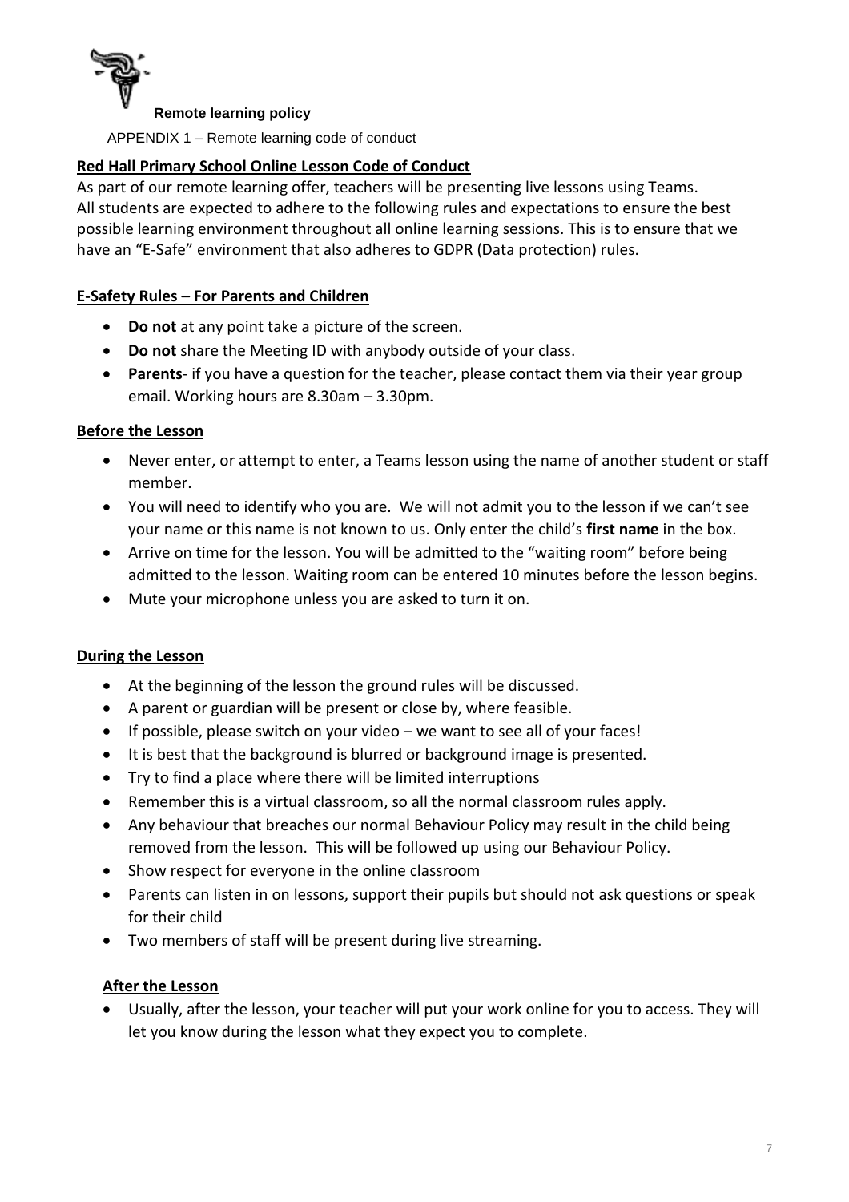**Remote learning policy**

APPENDIX 1 – Remote learning code of conduct

## Red Hall Primary School Online Lesson Code of Conduct

As part of our remote learning offer, teachers will be presenting live lessons using Teams. All students are expected to adhere to the following rules and expectations to ensure the best possible learning environment throughout all online learning sessions. This is to ensure that we have an "E-Safe" environment that also adheres to GDPR (Data protection) rules.

### E-Safety Rules – For Parents and Children

- **Do not** at any point take a picture of the screen.
- **Do not** share the Meeting ID with anybody outside of your class.
- **Parents**- if you have a question for the teacher, please contact them via their year group email. Working hours are 8.30am – 3.30pm.

### Before the Lesson

- Never enter, or attempt to enter, a Teams lesson using the name of another student or staff member.
- You will need to identify who you are. We will not admit you to the lesson if we can't see your name or this name is not known to us. Only enter the child's **first name** in the box.
- Arrive on time for the lesson. You will be admitted to the "waiting room" before being admitted to the lesson. Waiting room can be entered 10 minutes before the lesson begins.
- Mute your microphone unless you are asked to turn it on.

### During the Lesson

- At the beginning of the lesson the ground rules will be discussed.
- A parent or guardian will be present or close by, where feasible.
- If possible, please switch on your video – we want to see all of your faces!
- It is best that the background is blurred or background image is presented.
- Try to find a place where there will be limited interruptions
- Remember this is a virtual classroom, so all the normal classroom rules apply.
- Any behaviour that breaches our normal Behaviour Policy may result in the child being removed from the lesson. This will be followed up using our Behaviour Policy.
- Show respect for everyone in the online classroom
- Parents can listen in on lessons, support their pupils but should not ask questions or speak for their child
- Two members of staff will be present during live streaming.

### After the Lesson

- Usually, after the lesson, your teacher will put your work online for you to access. They will let you know during the lesson what they expect you to complete.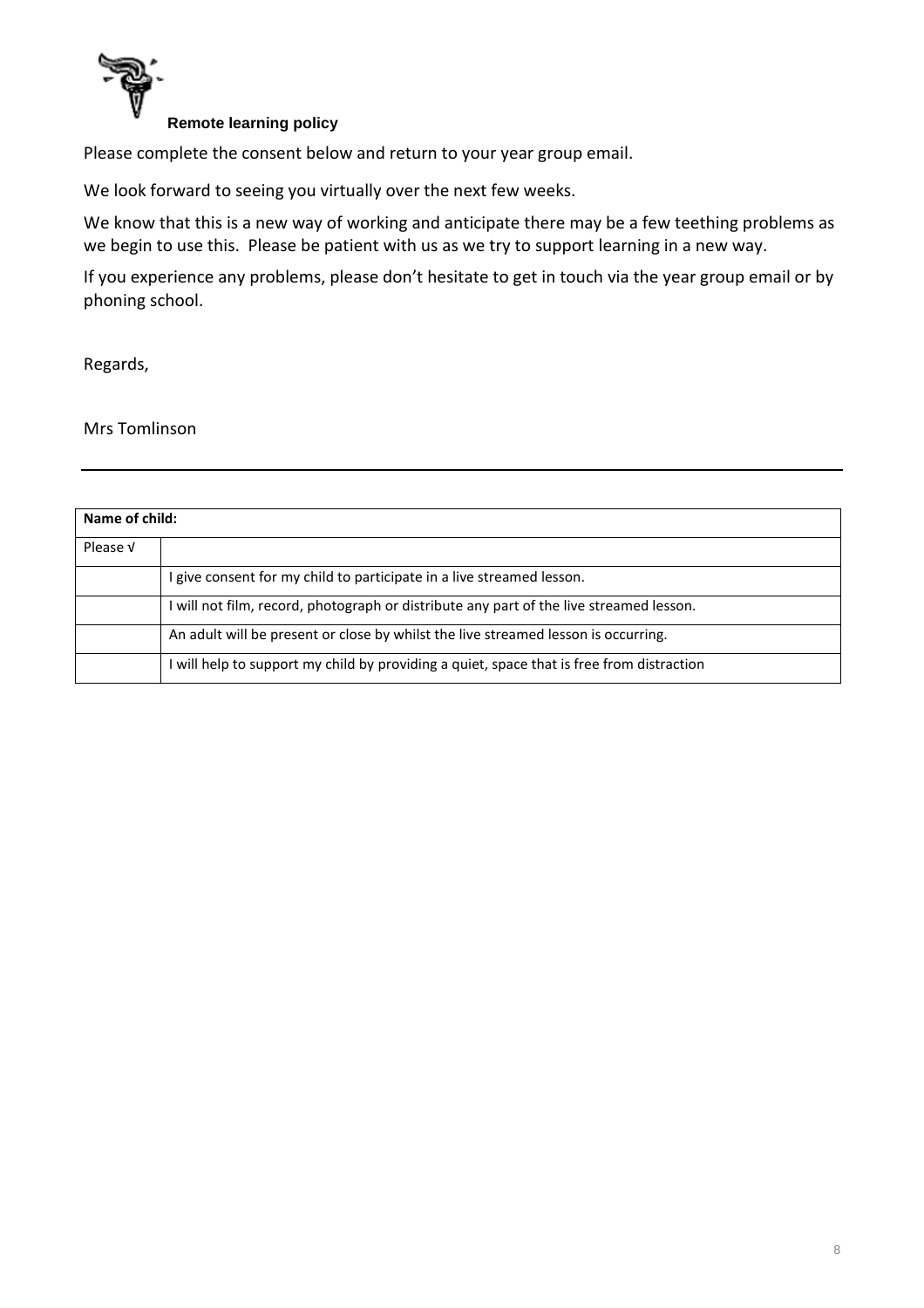**Remote learning policy**

Please complete the consent below and return to your year group email.

We look forward to seeing you virtually over the next few weeks.

We know that this is a new way of working and anticipate there may be a few teething problems as we begin to use this. Please be patient with us as we try to support learning in a new way.

If you experience any problems, please don't hesitate to get in touch via the year group email or by phoning school.

Regards,

Mrs Tomlinson

---

| **Name of child:** | |
|---|---|
| Please √ | |
| | I give consent for my child to participate in a live streamed lesson. |
| | I will not film, record, photograph or distribute any part of the live streamed lesson. |
| | An adult will be present or close by whilst the live streamed lesson is occurring. |
| | I will help to support my child by providing a quiet, space that is free from distraction |